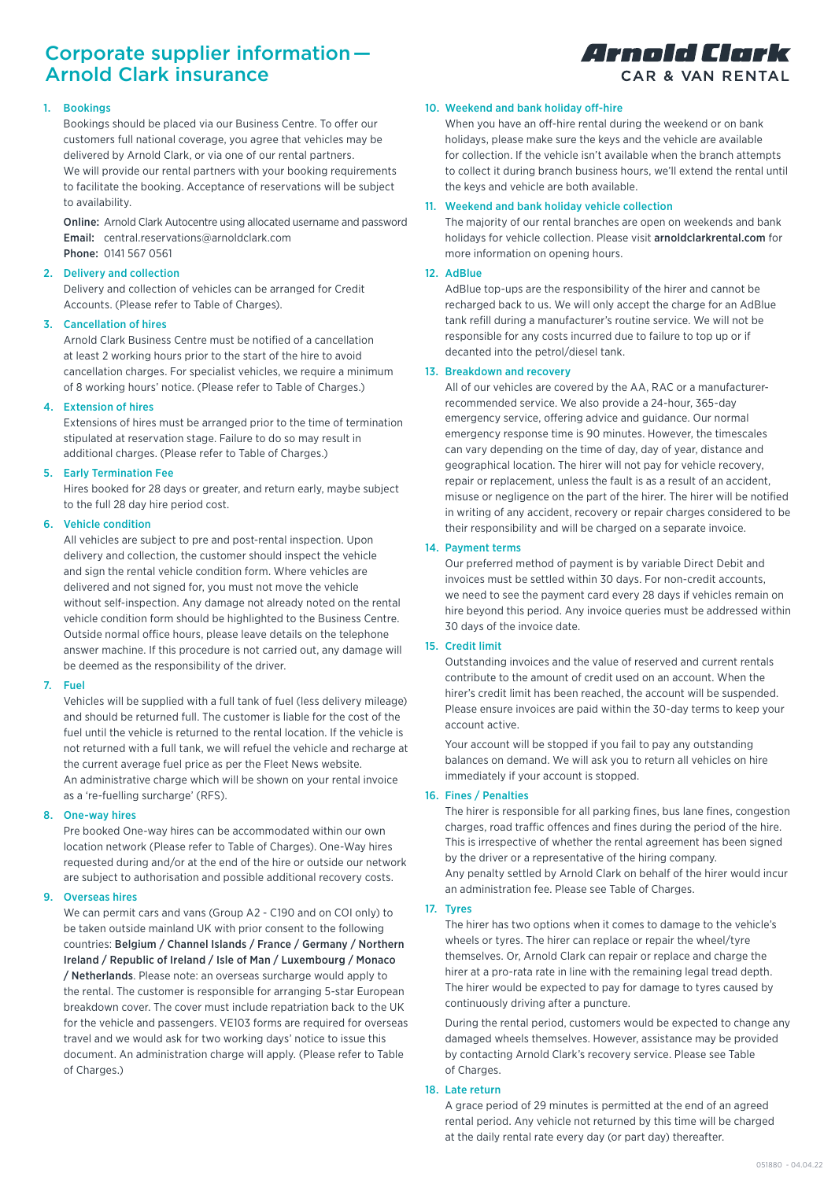# Corporate supplier information — Arnold Clark insurance

**Arnold Clark** CAR & VAN RENTAL

1. **Bookings**

   Bookings should be placed via our Business Centre. To offer our customers full national coverage, you agree that vehicles may be delivered by Arnold Clark, or via one of our rental partners. We will provide our rental partners with your booking requirements to facilitate the booking. Acceptance of reservations will be subject to availability.

   **Online:** Arnold Clark Autocentre using allocated username and password
   **Email:** central.reservations@arnoldclark.com
   **Phone:** 0141 567 0561

2. **Delivery and collection**

   Delivery and collection of vehicles can be arranged for Credit Accounts. (Please refer to Table of Charges).

3. **Cancellation of hires**

   Arnold Clark Business Centre must be notified of a cancellation at least 2 working hours prior to the start of the hire to avoid cancellation charges. For specialist vehicles, we require a minimum of 8 working hours' notice. (Please refer to Table of Charges.)

4. **Extension of hires**

   Extensions of hires must be arranged prior to the time of termination stipulated at reservation stage. Failure to do so may result in additional charges. (Please refer to Table of Charges.)

5. **Early Termination Fee**

   Hires booked for 28 days or greater, and return early, maybe subject to the full 28 day hire period cost.

6. **Vehicle condition**

   All vehicles are subject to pre and post-rental inspection. Upon delivery and collection, the customer should inspect the vehicle and sign the rental vehicle condition form. Where vehicles are delivered and not signed for, you must not move the vehicle without self-inspection. Any damage not already noted on the rental vehicle condition form should be highlighted to the Business Centre. Outside normal office hours, please leave details on the telephone answer machine. If this procedure is not carried out, any damage will be deemed as the responsibility of the driver.

7. **Fuel**

   Vehicles will be supplied with a full tank of fuel (less delivery mileage) and should be returned full. The customer is liable for the cost of the fuel until the vehicle is returned to the rental location. If the vehicle is not returned with a full tank, we will refuel the vehicle and recharge at the current average fuel price as per the Fleet News website. An administrative charge which will be shown on your rental invoice as a 're-fuelling surcharge' (RFS).

8. **One-way hires**

   Pre booked One-way hires can be accommodated within our own location network (Please refer to Table of Charges). One-Way hires requested during and/or at the end of the hire or outside our network are subject to authorisation and possible additional recovery costs.

9. **Overseas hires**

   We can permit cars and vans (Group A2 - C190 and on COI only) to be taken outside mainland UK with prior consent to the following countries: **Belgium / Channel Islands / France / Germany / Northern Ireland / Republic of Ireland / Isle of Man / Luxembourg / Monaco / Netherlands**. Please note: an overseas surcharge would apply to the rental. The customer is responsible for arranging 5-star European breakdown cover. The cover must include repatriation back to the UK for the vehicle and passengers. VE103 forms are required for overseas travel and we would ask for two working days' notice to issue this document. An administration charge will apply. (Please refer to Table of Charges.)

10. **Weekend and bank holiday off-hire**

    When you have an off-hire rental during the weekend or on bank holidays, please make sure the keys and the vehicle are available for collection. If the vehicle isn't available when the branch attempts to collect it during branch business hours, we'll extend the rental until the keys and vehicle are both available.

11. **Weekend and bank holiday vehicle collection**

    The majority of our rental branches are open on weekends and bank holidays for vehicle collection. Please visit **arnoldclarkrental.com** for more information on opening hours.

12. **AdBlue**

    AdBlue top-ups are the responsibility of the hirer and cannot be recharged back to us. We will only accept the charge for an AdBlue tank refill during a manufacturer's routine service. We will not be responsible for any costs incurred due to failure to top up or if decanted into the petrol/diesel tank.

13. **Breakdown and recovery**

    All of our vehicles are covered by the AA, RAC or a manufacturer-recommended service. We also provide a 24-hour, 365-day emergency service, offering advice and guidance. Our normal emergency response time is 90 minutes. However, the timescales can vary depending on the time of day, day of year, distance and geographical location. The hirer will not pay for vehicle recovery, repair or replacement, unless the fault is as a result of an accident, misuse or negligence on the part of the hirer. The hirer will be notified in writing of any accident, recovery or repair charges considered to be their responsibility and will be charged on a separate invoice.

14. **Payment terms**

    Our preferred method of payment is by variable Direct Debit and invoices must be settled within 30 days. For non-credit accounts, we need to see the payment card every 28 days if vehicles remain on hire beyond this period. Any invoice queries must be addressed within 30 days of the invoice date.

15. **Credit limit**

    Outstanding invoices and the value of reserved and current rentals contribute to the amount of credit used on an account. When the hirer's credit limit has been reached, the account will be suspended. Please ensure invoices are paid within the 30-day terms to keep your account active.

    Your account will be stopped if you fail to pay any outstanding balances on demand. We will ask you to return all vehicles on hire immediately if your account is stopped.

16. **Fines / Penalties**

    The hirer is responsible for all parking fines, bus lane fines, congestion charges, road traffic offences and fines during the period of the hire. This is irrespective of whether the rental agreement has been signed by the driver or a representative of the hiring company. Any penalty settled by Arnold Clark on behalf of the hirer would incur an administration fee. Please see Table of Charges.

17. **Tyres**

    The hirer has two options when it comes to damage to the vehicle's wheels or tyres. The hirer can replace or repair the wheel/tyre themselves. Or, Arnold Clark can repair or replace and charge the hirer at a pro-rata rate in line with the remaining legal tread depth. The hirer would be expected to pay for damage to tyres caused by continuously driving after a puncture.

    During the rental period, customers would be expected to change any damaged wheels themselves. However, assistance may be provided by contacting Arnold Clark's recovery service. Please see Table of Charges.

18. **Late return**

    A grace period of 29 minutes is permitted at the end of an agreed rental period. Any vehicle not returned by this time will be charged at the daily rental rate every day (or part day) thereafter.

051880 - 04.04.22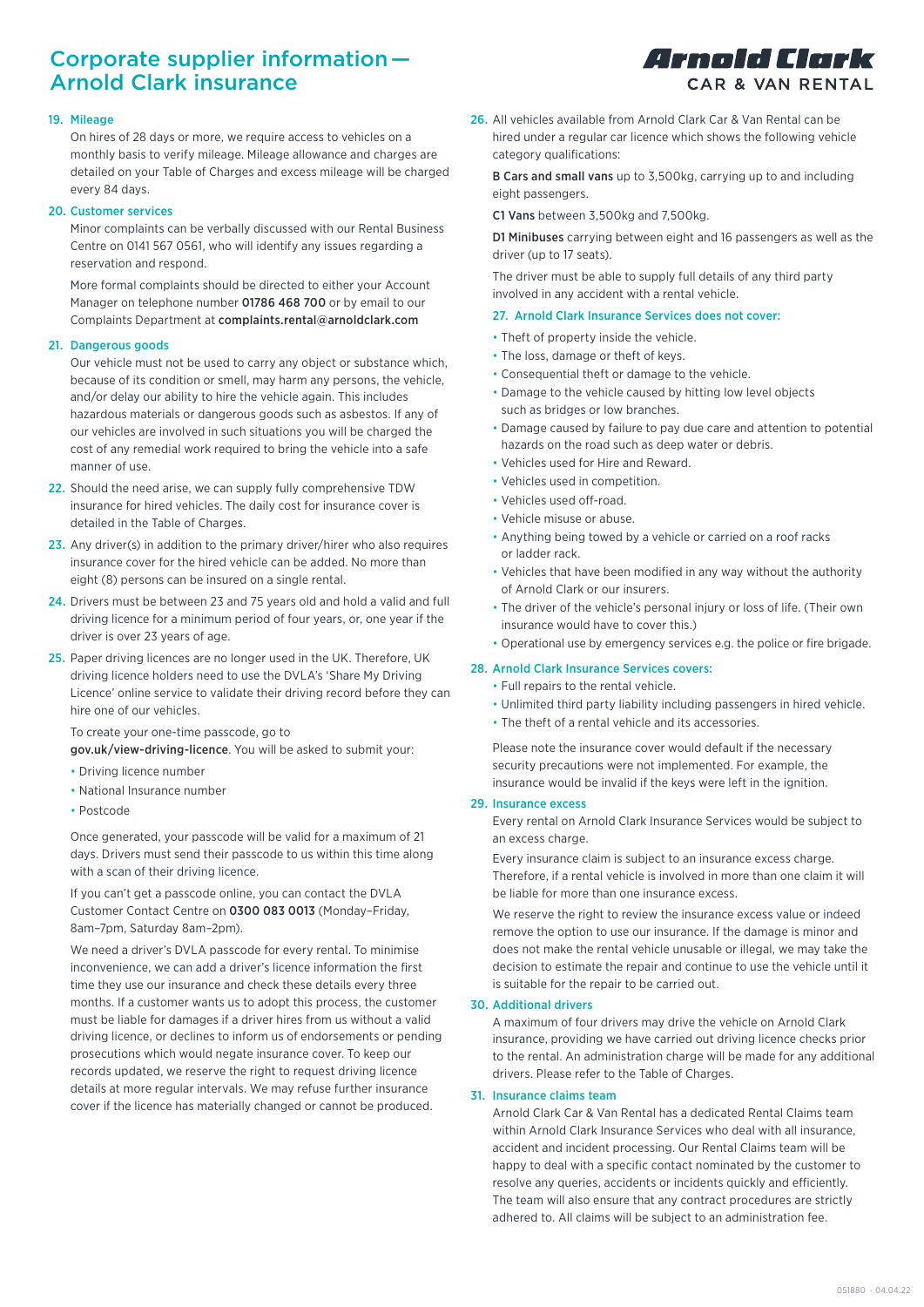# Corporate supplier information — Arnold Clark insurance

**Arnold Clark CAR & VAN RENTAL**

### 19. Mileage

On hires of 28 days or more, we require access to vehicles on a monthly basis to verify mileage. Mileage allowance and charges are detailed on your Table of Charges and excess mileage will be charged every 84 days.

### 20. Customer services

Minor complaints can be verbally discussed with our Rental Business Centre on 0141 567 0561, who will identify any issues regarding a reservation and respond.

More formal complaints should be directed to either your Account Manager on telephone number **01786 468 700** or by email to our Complaints Department at **complaints.rental@arnoldclark.com**

### 21. Dangerous goods

Our vehicle must not be used to carry any object or substance which, because of its condition or smell, may harm any persons, the vehicle, and/or delay our ability to hire the vehicle again. This includes hazardous materials or dangerous goods such as asbestos. If any of our vehicles are involved in such situations you will be charged the cost of any remedial work required to bring the vehicle into a safe manner of use.

**22.** Should the need arise, we can supply fully comprehensive TDW insurance for hired vehicles. The daily cost for insurance cover is detailed in the Table of Charges.

**23.** Any driver(s) in addition to the primary driver/hirer who also requires insurance cover for the hired vehicle can be added. No more than eight (8) persons can be insured on a single rental.

**24.** Drivers must be between 23 and 75 years old and hold a valid and full driving licence for a minimum period of four years, or, one year if the driver is over 23 years of age.

**25.** Paper driving licences are no longer used in the UK. Therefore, UK driving licence holders need to use the DVLA's 'Share My Driving Licence' online service to validate their driving record before they can hire one of our vehicles.

To create your one-time passcode, go to **gov.uk/view-driving-licence**. You will be asked to submit your:

- Driving licence number
- National Insurance number
- Postcode

Once generated, your passcode will be valid for a maximum of 21 days. Drivers must send their passcode to us within this time along with a scan of their driving licence.

If you can't get a passcode online, you can contact the DVLA Customer Contact Centre on **0300 083 0013** (Monday–Friday, 8am–7pm, Saturday 8am–2pm).

We need a driver's DVLA passcode for every rental. To minimise inconvenience, we can add a driver's licence information the first time they use our insurance and check these details every three months. If a customer wants us to adopt this process, the customer must be liable for damages if a driver hires from us without a valid driving licence, or declines to inform us of endorsements or pending prosecutions which would negate insurance cover. To keep our records updated, we reserve the right to request driving licence details at more regular intervals. We may refuse further insurance cover if the licence has materially changed or cannot be produced.

**26.** All vehicles available from Arnold Clark Car & Van Rental can be hired under a regular car licence which shows the following vehicle category qualifications:

**B Cars and small vans** up to 3,500kg, carrying up to and including eight passengers.

**C1 Vans** between 3,500kg and 7,500kg.

**D1 Minibuses** carrying between eight and 16 passengers as well as the driver (up to 17 seats).

The driver must be able to supply full details of any third party involved in any accident with a rental vehicle.

### 27. Arnold Clark Insurance Services does not cover:

- Theft of property inside the vehicle.
- The loss, damage or theft of keys.
- Consequential theft or damage to the vehicle.
- Damage to the vehicle caused by hitting low level objects such as bridges or low branches.
- Damage caused by failure to pay due care and attention to potential hazards on the road such as deep water or debris.
- Vehicles used for Hire and Reward.
- Vehicles used in competition.
- Vehicles used off-road.
- Vehicle misuse or abuse.
- Anything being towed by a vehicle or carried on a roof racks or ladder rack.
- Vehicles that have been modified in any way without the authority of Arnold Clark or our insurers.
- The driver of the vehicle's personal injury or loss of life. (Their own insurance would have to cover this.)
- Operational use by emergency services e.g. the police or fire brigade.

### 28. Arnold Clark Insurance Services covers:

- Full repairs to the rental vehicle.
- Unlimited third party liability including passengers in hired vehicle.
- The theft of a rental vehicle and its accessories.

Please note the insurance cover would default if the necessary security precautions were not implemented. For example, the insurance would be invalid if the keys were left in the ignition.

### 29. Insurance excess

Every rental on Arnold Clark Insurance Services would be subject to an excess charge.

Every insurance claim is subject to an insurance excess charge. Therefore, if a rental vehicle is involved in more than one claim it will be liable for more than one insurance excess.

We reserve the right to review the insurance excess value or indeed remove the option to use our insurance. If the damage is minor and does not make the rental vehicle unusable or illegal, we may take the decision to estimate the repair and continue to use the vehicle until it is suitable for the repair to be carried out.

### 30. Additional drivers

A maximum of four drivers may drive the vehicle on Arnold Clark insurance, providing we have carried out driving licence checks prior to the rental. An administration charge will be made for any additional drivers. Please refer to the Table of Charges.

### 31. Insurance claims team

Arnold Clark Car & Van Rental has a dedicated Rental Claims team within Arnold Clark Insurance Services who deal with all insurance, accident and incident processing. Our Rental Claims team will be happy to deal with a specific contact nominated by the customer to resolve any queries, accidents or incidents quickly and efficiently. The team will also ensure that any contract procedures are strictly adhered to. All claims will be subject to an administration fee.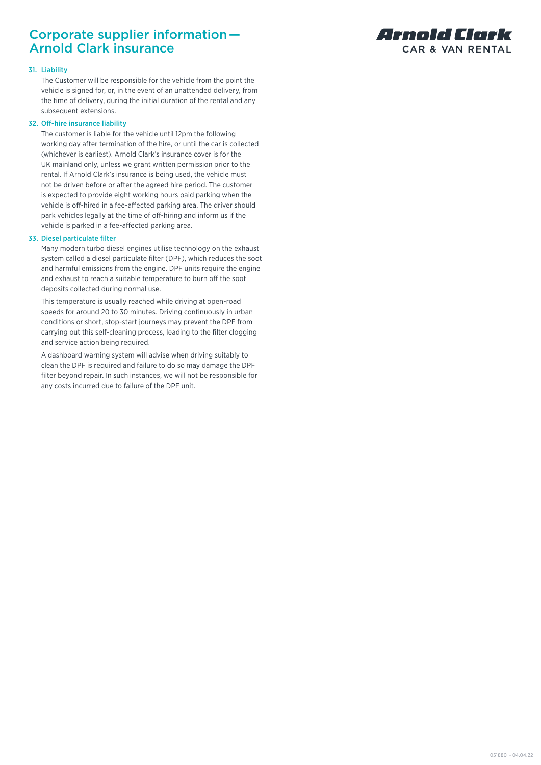# Corporate supplier information — Arnold Clark insurance

### 31. Liability

The Customer will be responsible for the vehicle from the point the vehicle is signed for, or, in the event of an unattended delivery, from the time of delivery, during the initial duration of the rental and any subsequent extensions.

### 32. Off-hire insurance liability

The customer is liable for the vehicle until 12pm the following working day after termination of the hire, or until the car is collected (whichever is earliest). Arnold Clark's insurance cover is for the UK mainland only, unless we grant written permission prior to the rental. If Arnold Clark's insurance is being used, the vehicle must not be driven before or after the agreed hire period. The customer is expected to provide eight working hours paid parking when the vehicle is off-hired in a fee-affected parking area. The driver should park vehicles legally at the time of off-hiring and inform us if the vehicle is parked in a fee-affected parking area.

### 33. Diesel particulate filter

Many modern turbo diesel engines utilise technology on the exhaust system called a diesel particulate filter (DPF), which reduces the soot and harmful emissions from the engine. DPF units require the engine and exhaust to reach a suitable temperature to burn off the soot deposits collected during normal use.

This temperature is usually reached while driving at open-road speeds for around 20 to 30 minutes. Driving continuously in urban conditions or short, stop-start journeys may prevent the DPF from carrying out this self-cleaning process, leading to the filter clogging and service action being required.

A dashboard warning system will advise when driving suitably to clean the DPF is required and failure to do so may damage the DPF filter beyond repair. In such instances, we will not be responsible for any costs incurred due to failure of the DPF unit.